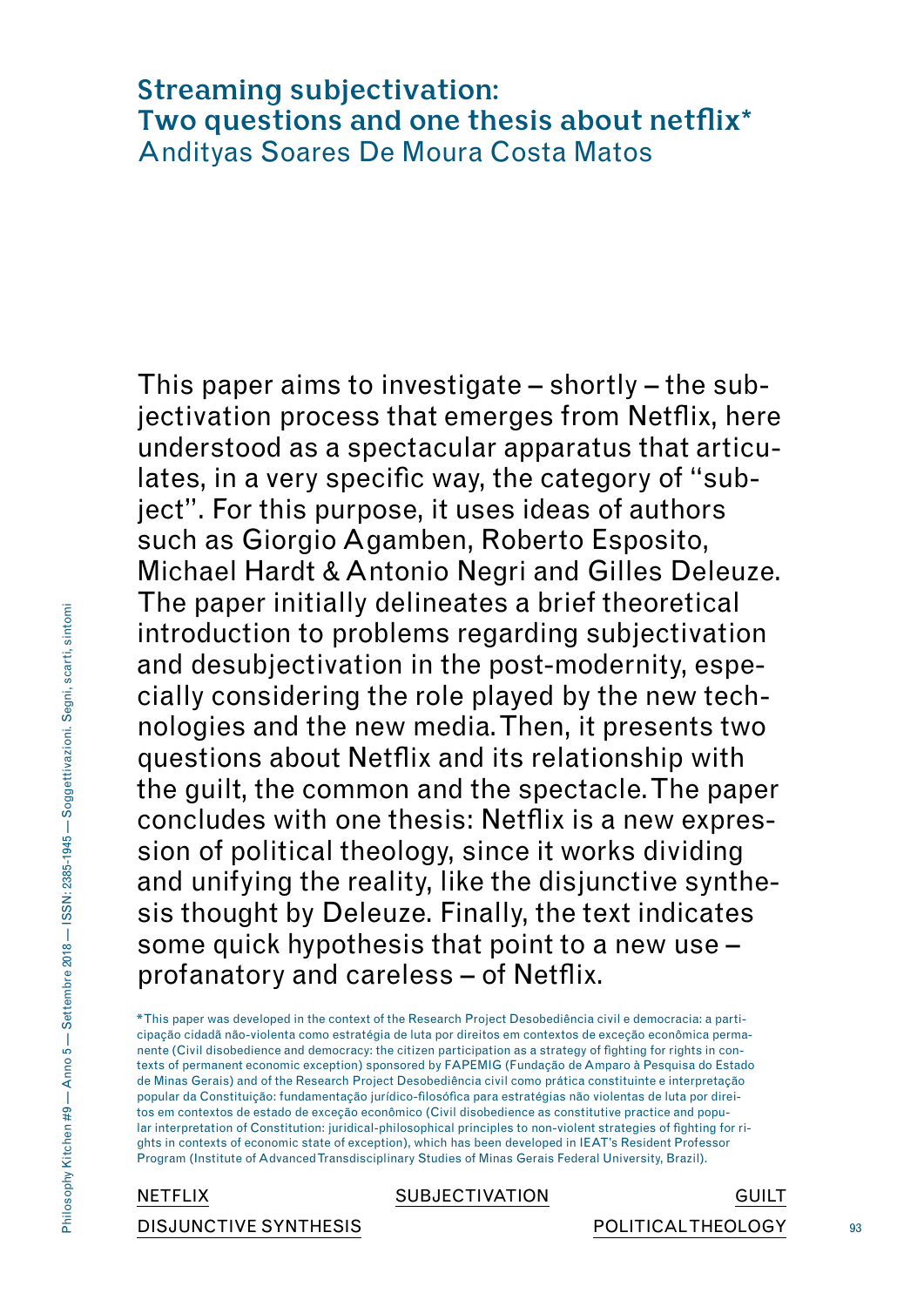# Streaming subjectivation: Two questions and one thesis about netflix*

## Andityas Soares De Moura Costa Matos

This paper aims to investigate – shortly – the subjectivation process that emerges from Netflix, here understood as a spectacular apparatus that articulates, in a very specific way, the category of "subject". For this purpose, it uses ideas of authors such as Giorgio Agamben, Roberto Esposito, Michael Hardt & Antonio Negri and Gilles Deleuze. The paper initially delineates a brief theoretical introduction to problems regarding subjectivation and desubjectivation in the post-modernity, especially considering the role played by the new technologies and the new media. Then, it presents two questions about Netflix and its relationship with the guilt, the common and the spectacle. The paper concludes with one thesis: Netflix is a new expression of political theology, since it works dividing and unifying the reality, like the disjunctive synthesis thought by Deleuze. Finally, the text indicates some quick hypothesis that point to a new use – profanatory and careless – of Netflix.

*This paper was developed in the context of the Research Project Desobediência civil e democracia: a participação cidadã não-violenta como estratégia de luta por direitos em contextos de exceção econômica permanente (Civil disobedience and democracy: the citizen participation as a strategy of fighting for rights in contexts of permanent economic exception) sponsored by FAPEMIG (Fundação de Amparo à Pesquisa do Estado de Minas Gerais) and of the Research Project Desobediência civil como prática constituinte e interpretação popular da Constituição: fundamentação jurídico-filosófica para estratégias não violentas de luta por direitos em contextos de estado de exceção econômico (Civil disobedience as constitutive practice and popular interpretation of Constitution: juridical-philosophical principles to non-violent strategies of fighting for rights in contexts of economic state of exception), which has been developed in IEAT's Resident Professor Program (Institute of Advanced Transdisciplinary Studies of Minas Gerais Federal University, Brazil).

NETFLIX · SUBJECTIVATION · GUILT · DISJUNCTIVE SYNTHESIS · POLITICAL THEOLOGY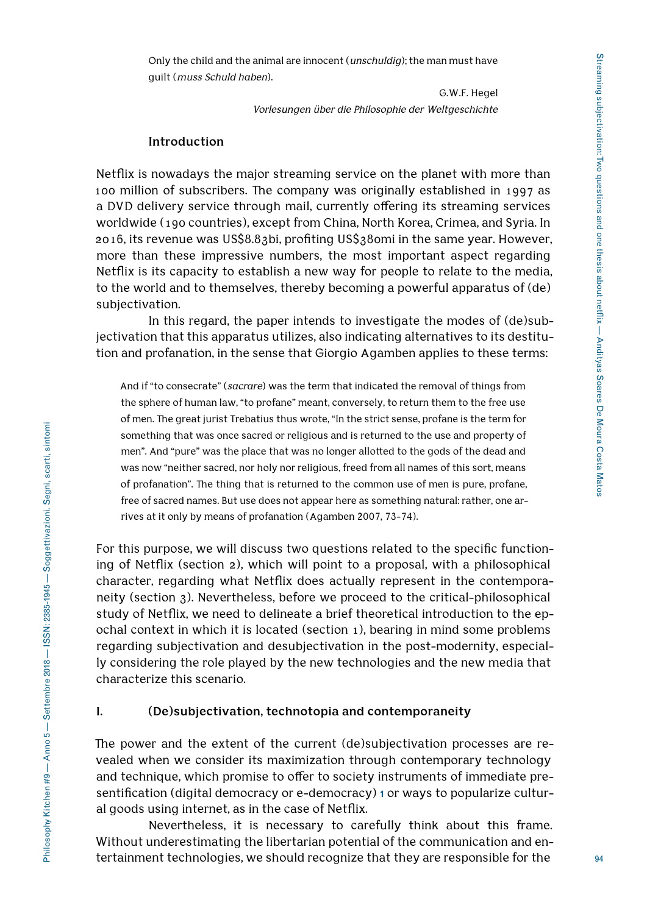Only the child and the animal are innocent (*unschuldig*); the man must have guilt (*muss Schuld haben*).

G.W.F. Hegel
*Vorlesungen über die Philosophie der Weltgeschichte*

## Introduction

Netflix is nowadays the major streaming service on the planet with more than 100 million of subscribers. The company was originally established in 1997 as a DVD delivery service through mail, currently offering its streaming services worldwide (190 countries), except from China, North Korea, Crimea, and Syria. In 2016, its revenue was US$8.83bi, profiting US$380mi in the same year. However, more than these impressive numbers, the most important aspect regarding Netflix is its capacity to establish a new way for people to relate to the media, to the world and to themselves, thereby becoming a powerful apparatus of (de) subjectivation.

In this regard, the paper intends to investigate the modes of (de)subjectivation that this apparatus utilizes, also indicating alternatives to its destitution and profanation, in the sense that Giorgio Agamben applies to these terms:

> And if "to consecrate" (*sacrare*) was the term that indicated the removal of things from the sphere of human law, "to profane" meant, conversely, to return them to the free use of men. The great jurist Trebatius thus wrote, "In the strict sense, profane is the term for something that was once sacred or religious and is returned to the use and property of men". And "pure" was the place that was no longer allotted to the gods of the dead and was now "neither sacred, nor holy nor religious, freed from all names of this sort, means of profanation". The thing that is returned to the common use of men is pure, profane, free of sacred names. But use does not appear here as something natural: rather, one arrives at it only by means of profanation (Agamben 2007, 73-74).

For this purpose, we will discuss two questions related to the specific functioning of Netflix (section 2), which will point to a proposal, with a philosophical character, regarding what Netflix does actually represent in the contemporaneity (section 3). Nevertheless, before we proceed to the critical-philosophical study of Netflix, we need to delineate a brief theoretical introduction to the epochal context in which it is located (section 1), bearing in mind some problems regarding subjectivation and desubjectivation in the post-modernity, especially considering the role played by the new technologies and the new media that characterize this scenario.

## I. (De)subjectivation, technotopia and contemporaneity

The power and the extent of the current (de)subjectivation processes are revealed when we consider its maximization through contemporary technology and technique, which promise to offer to society instruments of immediate presentification (digital democracy or e-democracy) [1] or ways to popularize cultural goods using internet, as in the case of Netflix.

Nevertheless, it is necessary to carefully think about this frame. Without underestimating the libertarian potential of the communication and entertainment technologies, we should recognize that they are responsible for the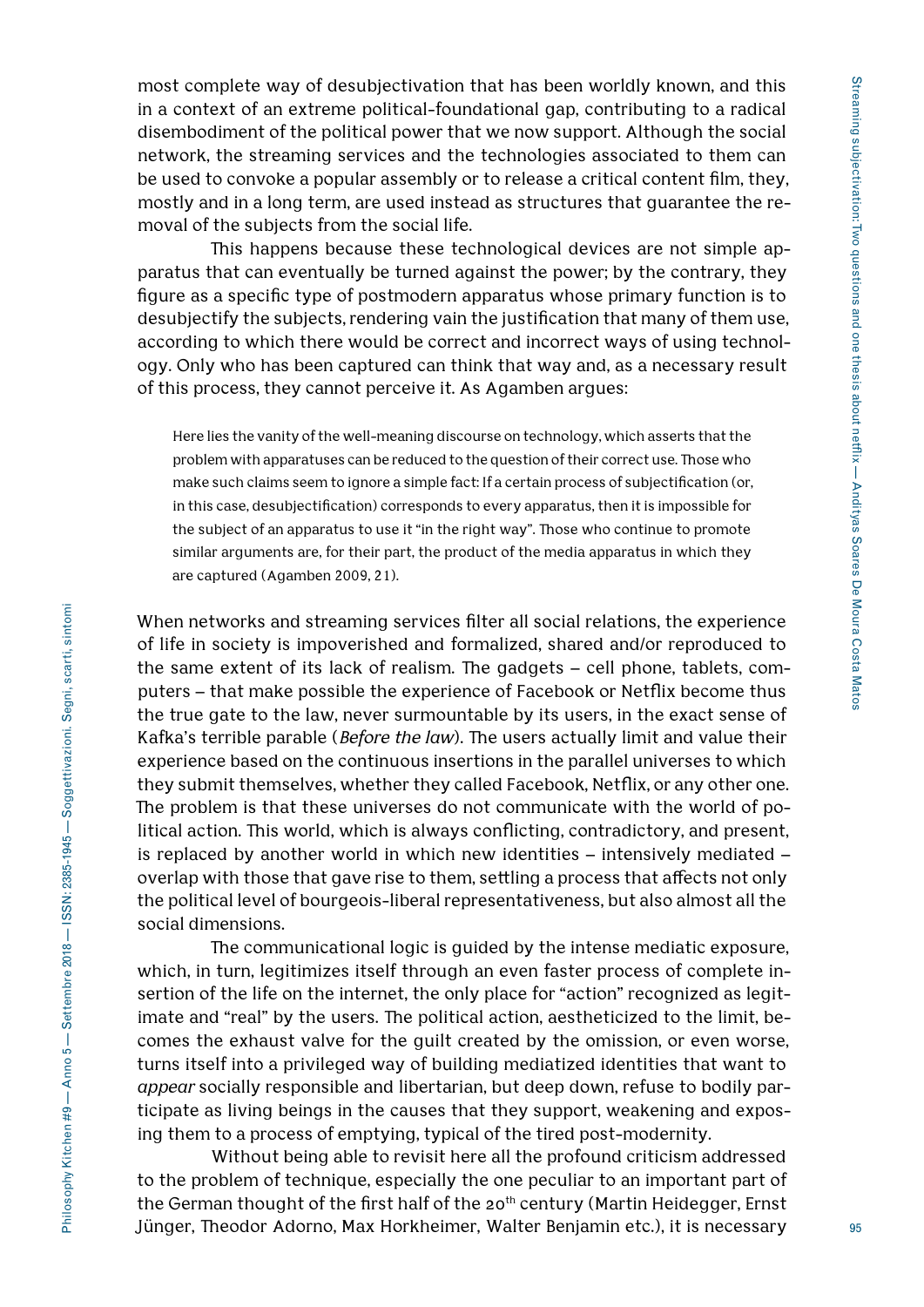most complete way of desubjectivation that has been worldly known, and this in a context of an extreme political-foundational gap, contributing to a radical disembodiment of the political power that we now support. Although the social network, the streaming services and the technologies associated to them can be used to convoke a popular assembly or to release a critical content film, they, mostly and in a long term, are used instead as structures that guarantee the removal of the subjects from the social life.

This happens because these technological devices are not simple apparatus that can eventually be turned against the power; by the contrary, they figure as a specific type of postmodern apparatus whose primary function is to desubjectify the subjects, rendering vain the justification that many of them use, according to which there would be correct and incorrect ways of using technology. Only who has been captured can think that way and, as a necessary result of this process, they cannot perceive it. As Agamben argues:

> Here lies the vanity of the well-meaning discourse on technology, which asserts that the problem with apparatuses can be reduced to the question of their correct use. Those who make such claims seem to ignore a simple fact: If a certain process of subjectification (or, in this case, desubjectification) corresponds to every apparatus, then it is impossible for the subject of an apparatus to use it "in the right way". Those who continue to promote similar arguments are, for their part, the product of the media apparatus in which they are captured (Agamben 2009, 21).

When networks and streaming services filter all social relations, the experience of life in society is impoverished and formalized, shared and/or reproduced to the same extent of its lack of realism. The gadgets – cell phone, tablets, computers – that make possible the experience of Facebook or Netflix become thus the true gate to the law, never surmountable by its users, in the exact sense of Kafka's terrible parable (*Before the law*). The users actually limit and value their experience based on the continuous insertions in the parallel universes to which they submit themselves, whether they called Facebook, Netflix, or any other one. The problem is that these universes do not communicate with the world of political action. This world, which is always conflicting, contradictory, and present, is replaced by another world in which new identities – intensively mediated – overlap with those that gave rise to them, settling a process that affects not only the political level of bourgeois-liberal representativeness, but also almost all the social dimensions.

The communicational logic is guided by the intense mediatic exposure, which, in turn, legitimizes itself through an even faster process of complete insertion of the life on the internet, the only place for "action" recognized as legitimate and "real" by the users. The political action, aestheticized to the limit, becomes the exhaust valve for the guilt created by the omission, or even worse, turns itself into a privileged way of building mediatized identities that want to *appear* socially responsible and libertarian, but deep down, refuse to bodily participate as living beings in the causes that they support, weakening and exposing them to a process of emptying, typical of the tired post-modernity.

Without being able to revisit here all the profound criticism addressed to the problem of technique, especially the one peculiar to an important part of the German thought of the first half of the 20th century (Martin Heidegger, Ernst Jünger, Theodor Adorno, Max Horkheimer, Walter Benjamin etc.), it is necessary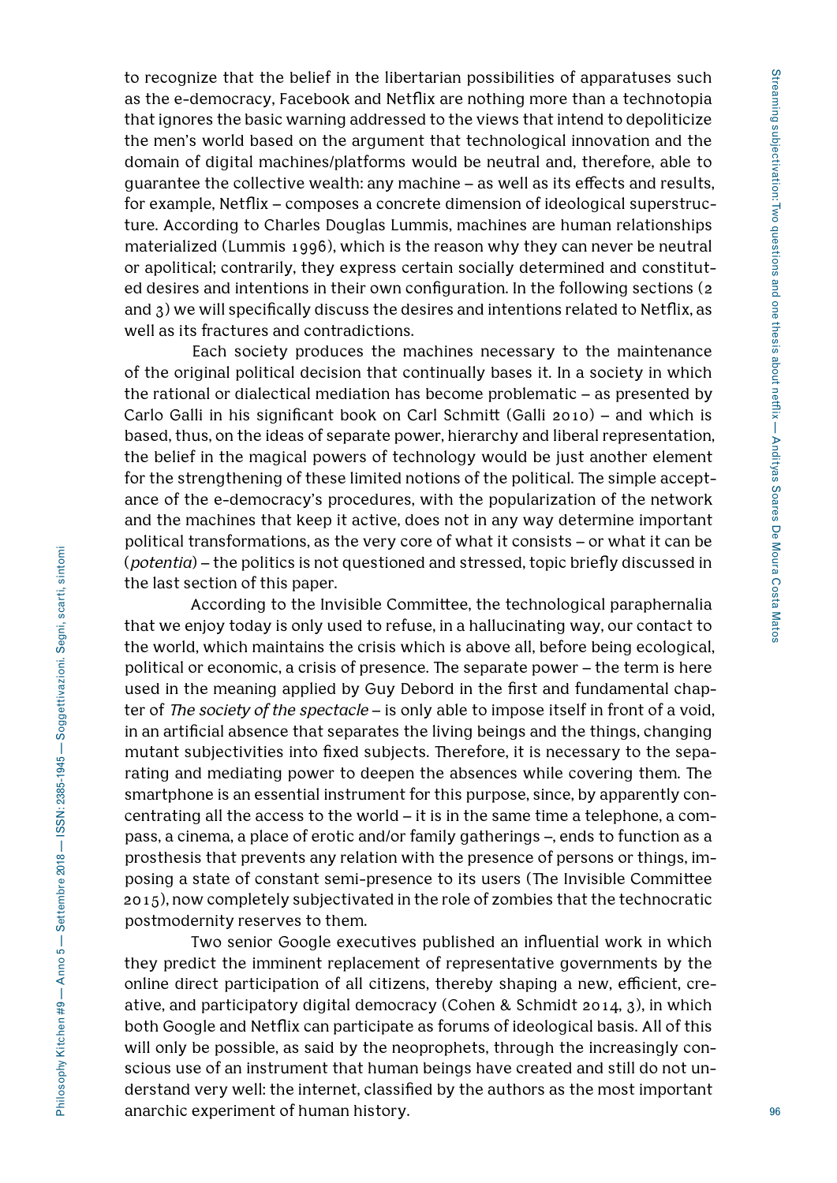to recognize that the belief in the libertarian possibilities of apparatuses such as the e-democracy, Facebook and Netflix are nothing more than a technotopia that ignores the basic warning addressed to the views that intend to depoliticize the men's world based on the argument that technological innovation and the domain of digital machines/platforms would be neutral and, therefore, able to guarantee the collective wealth: any machine – as well as its effects and results, for example, Netflix – composes a concrete dimension of ideological superstructure. According to Charles Douglas Lummis, machines are human relationships materialized (Lummis 1996), which is the reason why they can never be neutral or apolitical; contrarily, they express certain socially determined and constituted desires and intentions in their own configuration. In the following sections (2 and 3) we will specifically discuss the desires and intentions related to Netflix, as well as its fractures and contradictions.

Each society produces the machines necessary to the maintenance of the original political decision that continually bases it. In a society in which the rational or dialectical mediation has become problematic – as presented by Carlo Galli in his significant book on Carl Schmitt (Galli 2010) – and which is based, thus, on the ideas of separate power, hierarchy and liberal representation, the belief in the magical powers of technology would be just another element for the strengthening of these limited notions of the political. The simple acceptance of the e-democracy's procedures, with the popularization of the network and the machines that keep it active, does not in any way determine important political transformations, as the very core of what it consists – or what it can be (*potentia*) – the politics is not questioned and stressed, topic briefly discussed in the last section of this paper.

According to the Invisible Committee, the technological paraphernalia that we enjoy today is only used to refuse, in a hallucinating way, our contact to the world, which maintains the crisis which is above all, before being ecological, political or economic, a crisis of presence. The separate power – the term is here used in the meaning applied by Guy Debord in the first and fundamental chapter of *The society of the spectacle* – is only able to impose itself in front of a void, in an artificial absence that separates the living beings and the things, changing mutant subjectivities into fixed subjects. Therefore, it is necessary to the separating and mediating power to deepen the absences while covering them. The smartphone is an essential instrument for this purpose, since, by apparently concentrating all the access to the world – it is in the same time a telephone, a compass, a cinema, a place of erotic and/or family gatherings –, ends to function as a prosthesis that prevents any relation with the presence of persons or things, imposing a state of constant semi-presence to its users (The Invisible Committee 2015), now completely subjectivated in the role of zombies that the technocratic postmodernity reserves to them.

Two senior Google executives published an influential work in which they predict the imminent replacement of representative governments by the online direct participation of all citizens, thereby shaping a new, efficient, creative, and participatory digital democracy (Cohen & Schmidt 2014, 3), in which both Google and Netflix can participate as forums of ideological basis. All of this will only be possible, as said by the neoprophets, through the increasingly conscious use of an instrument that human beings have created and still do not understand very well: the internet, classified by the authors as the most important anarchic experiment of human history.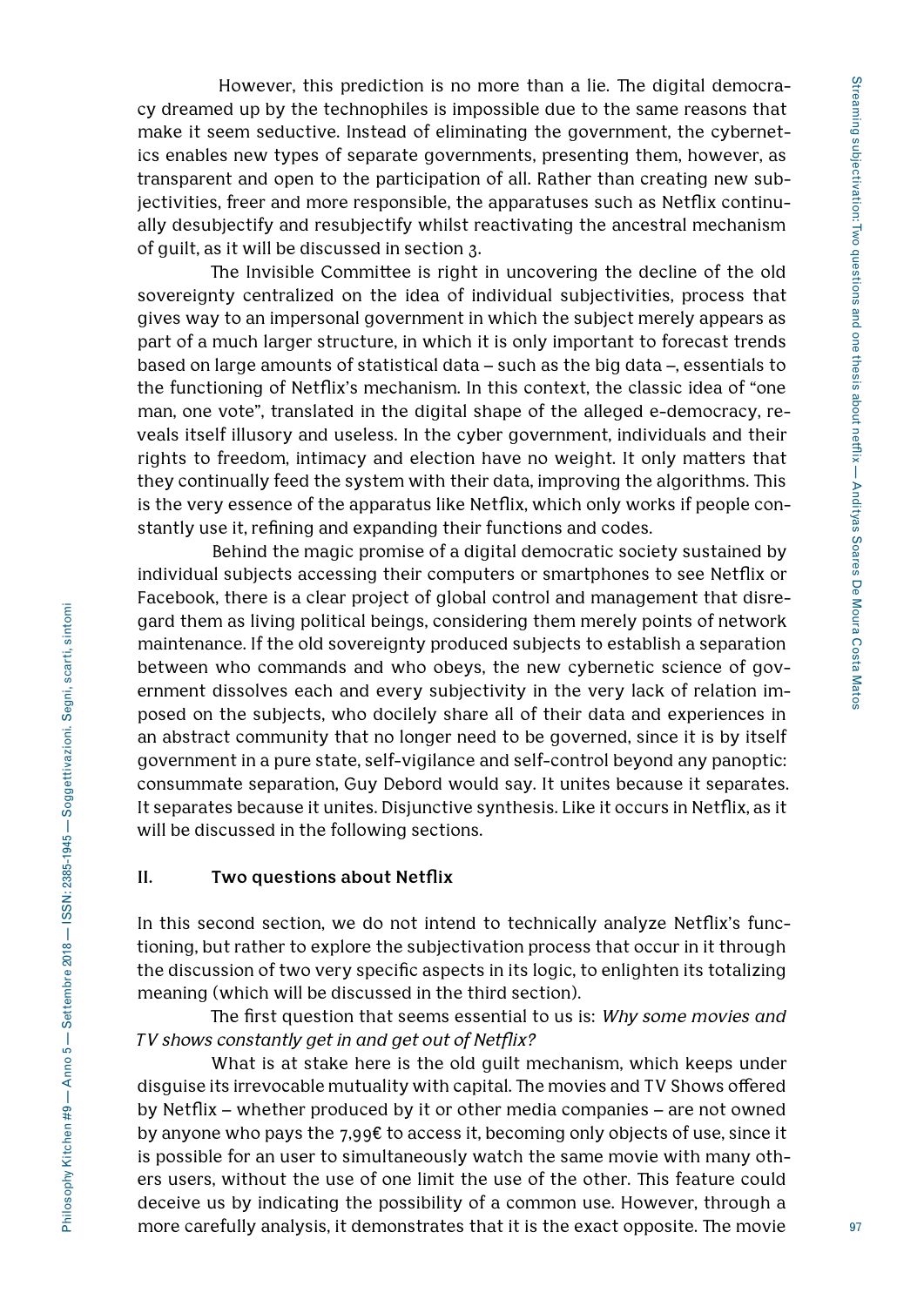However, this prediction is no more than a lie. The digital democracy dreamed up by the technophiles is impossible due to the same reasons that make it seem seductive. Instead of eliminating the government, the cybernetics enables new types of separate governments, presenting them, however, as transparent and open to the participation of all. Rather than creating new subjectivities, freer and more responsible, the apparatuses such as Netflix continually desubjectify and resubjectify whilst reactivating the ancestral mechanism of guilt, as it will be discussed in section 3.

The Invisible Committee is right in uncovering the decline of the old sovereignty centralized on the idea of individual subjectivities, process that gives way to an impersonal government in which the subject merely appears as part of a much larger structure, in which it is only important to forecast trends based on large amounts of statistical data – such as the big data –, essentials to the functioning of Netflix's mechanism. In this context, the classic idea of "one man, one vote", translated in the digital shape of the alleged e-democracy, reveals itself illusory and useless. In the cyber government, individuals and their rights to freedom, intimacy and election have no weight. It only matters that they continually feed the system with their data, improving the algorithms. This is the very essence of the apparatus like Netflix, which only works if people constantly use it, refining and expanding their functions and codes.

Behind the magic promise of a digital democratic society sustained by individual subjects accessing their computers or smartphones to see Netflix or Facebook, there is a clear project of global control and management that disregard them as living political beings, considering them merely points of network maintenance. If the old sovereignty produced subjects to establish a separation between who commands and who obeys, the new cybernetic science of government dissolves each and every subjectivity in the very lack of relation imposed on the subjects, who docilely share all of their data and experiences in an abstract community that no longer need to be governed, since it is by itself government in a pure state, self-vigilance and self-control beyond any panoptic: consummate separation, Guy Debord would say. It unites because it separates. It separates because it unites. Disjunctive synthesis. Like it occurs in Netflix, as it will be discussed in the following sections.

## II. Two questions about Netflix

In this second section, we do not intend to technically analyze Netflix's functioning, but rather to explore the subjectivation process that occur in it through the discussion of two very specific aspects in its logic, to enlighten its totalizing meaning (which will be discussed in the third section).

The first question that seems essential to us is: *Why some movies and TV shows constantly get in and get out of Netflix?*

What is at stake here is the old guilt mechanism, which keeps under disguise its irrevocable mutuality with capital. The movies and TV Shows offered by Netflix – whether produced by it or other media companies – are not owned by anyone who pays the 7,99€ to access it, becoming only objects of use, since it is possible for an user to simultaneously watch the same movie with many others users, without the use of one limit the use of the other. This feature could deceive us by indicating the possibility of a common use. However, through a more carefully analysis, it demonstrates that it is the exact opposite. The movie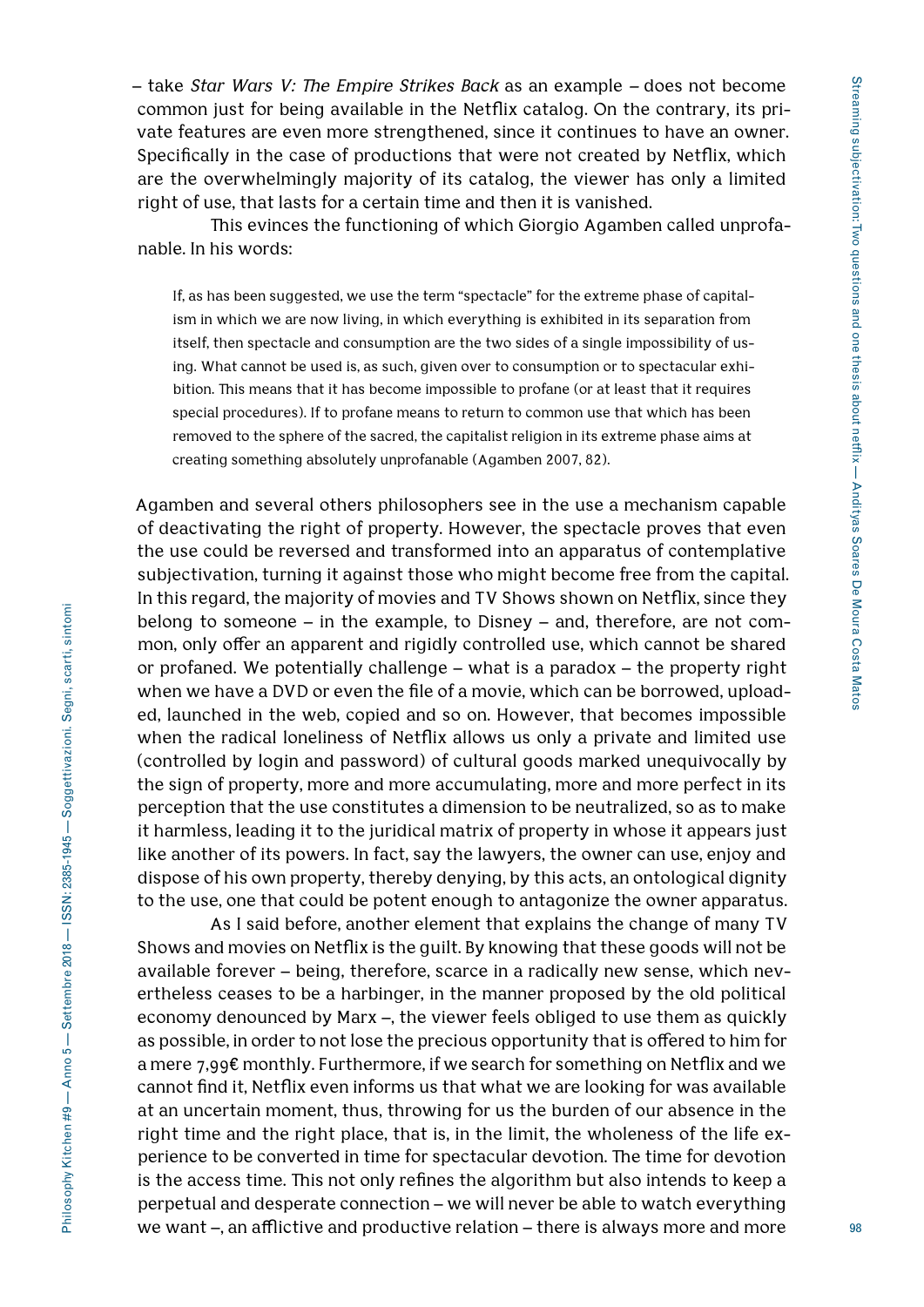– take *Star Wars V: The Empire Strikes Back* as an example – does not become common just for being available in the Netflix catalog. On the contrary, its private features are even more strengthened, since it continues to have an owner. Specifically in the case of productions that were not created by Netflix, which are the overwhelmingly majority of its catalog, the viewer has only a limited right of use, that lasts for a certain time and then it is vanished.

This evinces the functioning of which Giorgio Agamben called unprofanable. In his words:

> If, as has been suggested, we use the term "spectacle" for the extreme phase of capitalism in which we are now living, in which everything is exhibited in its separation from itself, then spectacle and consumption are the two sides of a single impossibility of using. What cannot be used is, as such, given over to consumption or to spectacular exhibition. This means that it has become impossible to profane (or at least that it requires special procedures). If to profane means to return to common use that which has been removed to the sphere of the sacred, the capitalist religion in its extreme phase aims at creating something absolutely unprofanable (Agamben 2007, 82).

Agamben and several others philosophers see in the use a mechanism capable of deactivating the right of property. However, the spectacle proves that even the use could be reversed and transformed into an apparatus of contemplative subjectivation, turning it against those who might become free from the capital. In this regard, the majority of movies and TV Shows shown on Netflix, since they belong to someone – in the example, to Disney – and, therefore, are not common, only offer an apparent and rigidly controlled use, which cannot be shared or profaned. We potentially challenge – what is a paradox – the property right when we have a DVD or even the file of a movie, which can be borrowed, uploaded, launched in the web, copied and so on. However, that becomes impossible when the radical loneliness of Netflix allows us only a private and limited use (controlled by login and password) of cultural goods marked unequivocally by the sign of property, more and more accumulating, more and more perfect in its perception that the use constitutes a dimension to be neutralized, so as to make it harmless, leading it to the juridical matrix of property in whose it appears just like another of its powers. In fact, say the lawyers, the owner can use, enjoy and dispose of his own property, thereby denying, by this acts, an ontological dignity to the use, one that could be potent enough to antagonize the owner apparatus.

As I said before, another element that explains the change of many TV Shows and movies on Netflix is the guilt. By knowing that these goods will not be available forever – being, therefore, scarce in a radically new sense, which nevertheless ceases to be a harbinger, in the manner proposed by the old political economy denounced by Marx –, the viewer feels obliged to use them as quickly as possible, in order to not lose the precious opportunity that is offered to him for a mere 7,99€ monthly. Furthermore, if we search for something on Netflix and we cannot find it, Netflix even informs us that what we are looking for was available at an uncertain moment, thus, throwing for us the burden of our absence in the right time and the right place, that is, in the limit, the wholeness of the life experience to be converted in time for spectacular devotion. The time for devotion is the access time. This not only refines the algorithm but also intends to keep a perpetual and desperate connection – we will never be able to watch everything we want –, an afflictive and productive relation – there is always more and more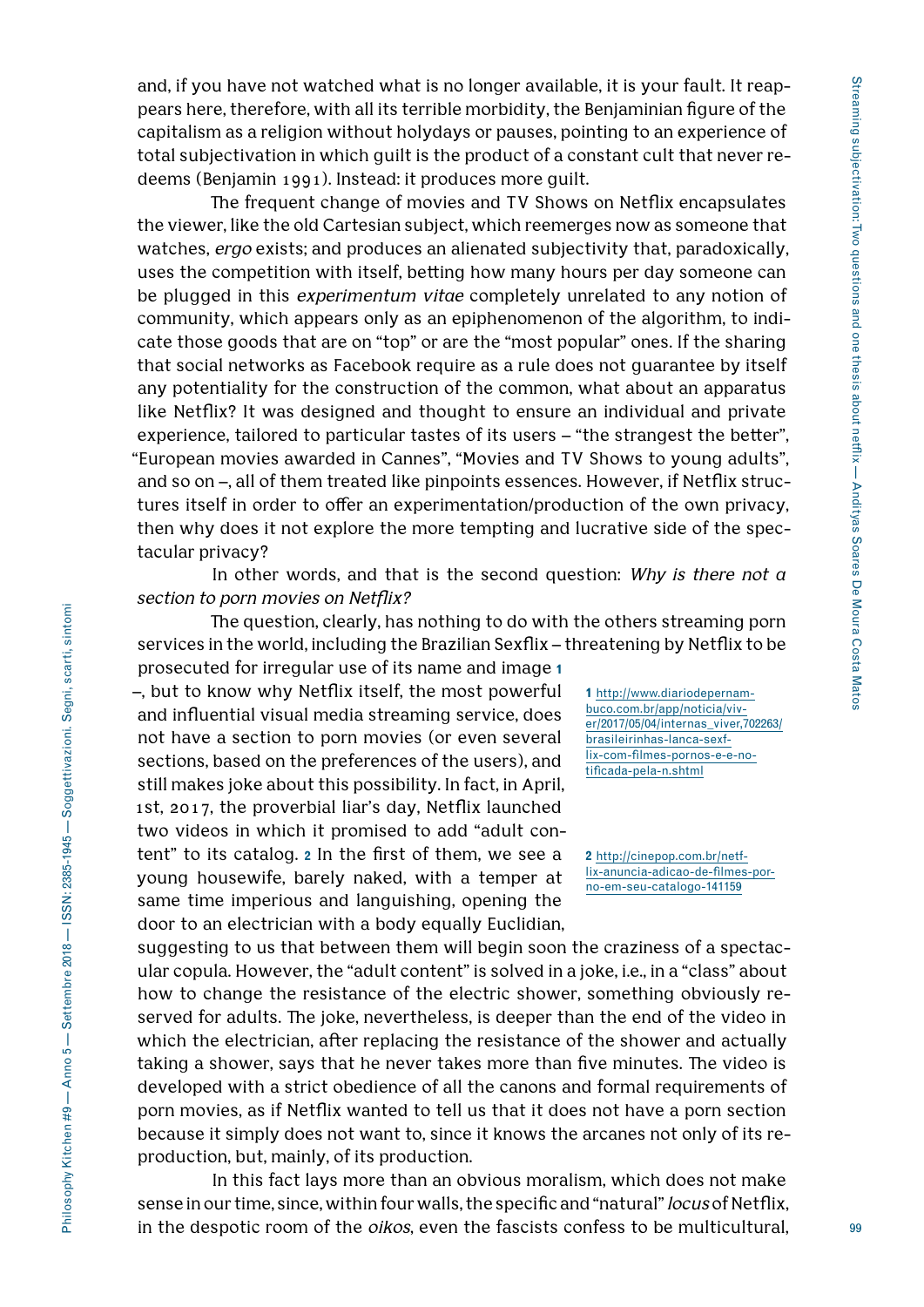and, if you have not watched what is no longer available, it is your fault. It reappears here, therefore, with all its terrible morbidity, the Benjaminian figure of the capitalism as a religion without holydays or pauses, pointing to an experience of total subjectivation in which guilt is the product of a constant cult that never redeems (Benjamin 1991). Instead: it produces more guilt.

The frequent change of movies and TV Shows on Netflix encapsulates the viewer, like the old Cartesian subject, which reemerges now as someone that watches, *ergo* exists; and produces an alienated subjectivity that, paradoxically, uses the competition with itself, betting how many hours per day someone can be plugged in this *experimentum vitae* completely unrelated to any notion of community, which appears only as an epiphenomenon of the algorithm, to indicate those goods that are on "top" or are the "most popular" ones. If the sharing that social networks as Facebook require as a rule does not guarantee by itself any potentiality for the construction of the common, what about an apparatus like Netflix? It was designed and thought to ensure an individual and private experience, tailored to particular tastes of its users – "the strangest the better", "European movies awarded in Cannes", "Movies and TV Shows to young adults", and so on –, all of them treated like pinpoints essences. However, if Netflix structures itself in order to offer an experimentation/production of the own privacy, then why does it not explore the more tempting and lucrative side of the spectacular privacy?

In other words, and that is the second question: *Why is there not a section to porn movies on Netflix?*

The question, clearly, has nothing to do with the others streaming porn services in the world, including the Brazilian Sexflix – threatening by Netflix to be prosecuted for irregular use of its name and image [1] –, but to know why Netflix itself, the most powerful and influential visual media streaming service, does not have a section to porn movies (or even several sections, based on the preferences of the users), and still makes joke about this possibility. In fact, in April, 1st, 2017, the proverbial liar's day, Netflix launched two videos in which it promised to add "adult content" to its catalog. [2] In the first of them, we see a young housewife, barely naked, with a temper at same time imperious and languishing, opening the door to an electrician with a body equally Euclidian, suggesting to us that between them will begin soon the craziness of a spectacular copula. However, the "adult content" is solved in a joke, i.e., in a "class" about how to change the resistance of the electric shower, something obviously reserved for adults. The joke, nevertheless, is deeper than the end of the video in which the electrician, after replacing the resistance of the shower and actually taking a shower, says that he never takes more than five minutes. The video is developed with a strict obedience of all the canons and formal requirements of porn movies, as if Netflix wanted to tell us that it does not have a porn section because it simply does not want to, since it knows the arcanes not only of its reproduction, but, mainly, of its production.

In this fact lays more than an obvious moralism, which does not make sense in our time, since, within four walls, the specific and "natural" *locus* of Netflix, in the despotic room of the *oikos*, even the fascists confess to be multicultural,

1 http://www.diariodepernambuco.com.br/app/noticia/viver/2017/05/04/internas_viver,702263/brasileirinhas-lanca-sexflix-com-filmes-pornos-e-e-notificada-pela-n.shtml

2 http://cinepop.com.br/netflix-anuncia-adicao-de-filmes-porno-em-seu-catalogo-141159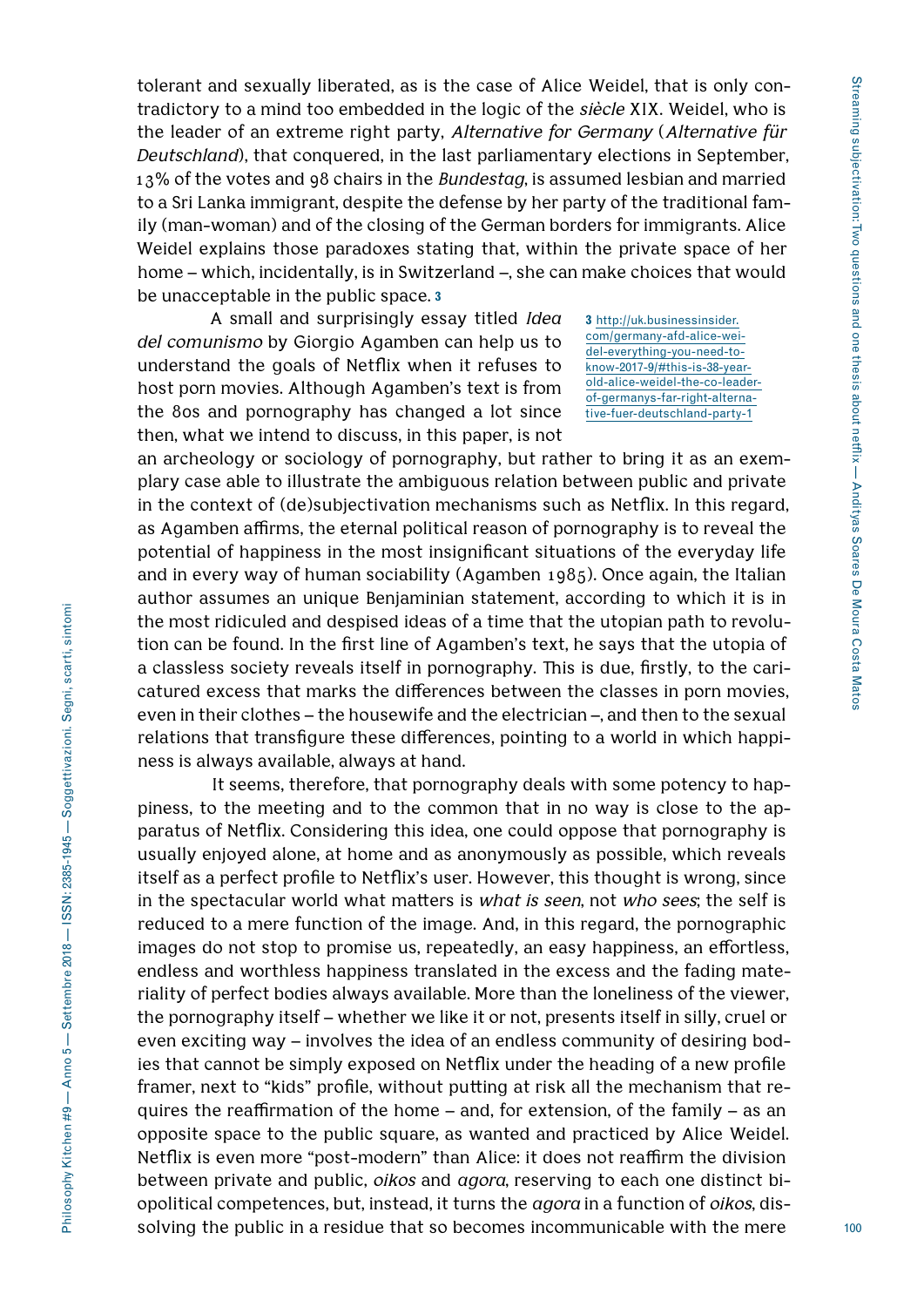tolerant and sexually liberated, as is the case of Alice Weidel, that is only contradictory to a mind too embedded in the logic of the *siècle* XIX. Weidel, who is the leader of an extreme right party, *Alternative for Germany* (*Alternative für Deutschland*), that conquered, in the last parliamentary elections in September, 13% of the votes and 98 chairs in the *Bundestag*, is assumed lesbian and married to a Sri Lanka immigrant, despite the defense by her party of the traditional family (man-woman) and of the closing of the German borders for immigrants. Alice Weidel explains those paradoxes stating that, within the private space of her home – which, incidentally, is in Switzerland –, she can make choices that would be unacceptable in the public space. [3]

A small and surprisingly essay titled *Idea del comunismo* by Giorgio Agamben can help us to understand the goals of Netflix when it refuses to host porn movies. Although Agamben's text is from the 80s and pornography has changed a lot since then, what we intend to discuss, in this paper, is not an archeology or sociology of pornography, but rather to bring it as an exemplary case able to illustrate the ambiguous relation between public and private in the context of (de)subjectivation mechanisms such as Netflix. In this regard, as Agamben affirms, the eternal political reason of pornography is to reveal the potential of happiness in the most insignificant situations of the everyday life and in every way of human sociability (Agamben 1985). Once again, the Italian author assumes an unique Benjaminian statement, according to which it is in the most ridiculed and despised ideas of a time that the utopian path to revolution can be found. In the first line of Agamben's text, he says that the utopia of a classless society reveals itself in pornography. This is due, firstly, to the caricatured excess that marks the differences between the classes in porn movies, even in their clothes – the housewife and the electrician –, and then to the sexual relations that transfigure these differences, pointing to a world in which happiness is always available, always at hand.

It seems, therefore, that pornography deals with some potency to happiness, to the meeting and to the common that in no way is close to the apparatus of Netflix. Considering this idea, one could oppose that pornography is usually enjoyed alone, at home and as anonymously as possible, which reveals itself as a perfect profile to Netflix's user. However, this thought is wrong, since in the spectacular world what matters is *what is seen*, not *who sees*; the self is reduced to a mere function of the image. And, in this regard, the pornographic images do not stop to promise us, repeatedly, an easy happiness, an effortless, endless and worthless happiness translated in the excess and the fading materiality of perfect bodies always available. More than the loneliness of the viewer, the pornography itself – whether we like it or not, presents itself in silly, cruel or even exciting way – involves the idea of an endless community of desiring bodies that cannot be simply exposed on Netflix under the heading of a new profile framer, next to "kids" profile, without putting at risk all the mechanism that requires the reaffirmation of the home – and, for extension, of the family – as an opposite space to the public square, as wanted and practiced by Alice Weidel. Netflix is even more "post-modern" than Alice: it does not reaffirm the division between private and public, *oikos* and *agora*, reserving to each one distinct biopolitical competences, but, instead, it turns the *agora* in a function of *oikos*, dissolving the public in a residue that so becomes incommunicable with the mere

---

3 http://uk.businessinsider.com/germany-afd-alice-weidel-everything-you-need-to-know-2017-9/#this-is-38-year-old-alice-weidel-the-co-leader-of-germanys-far-right-alternative-fuer-deutschland-party-1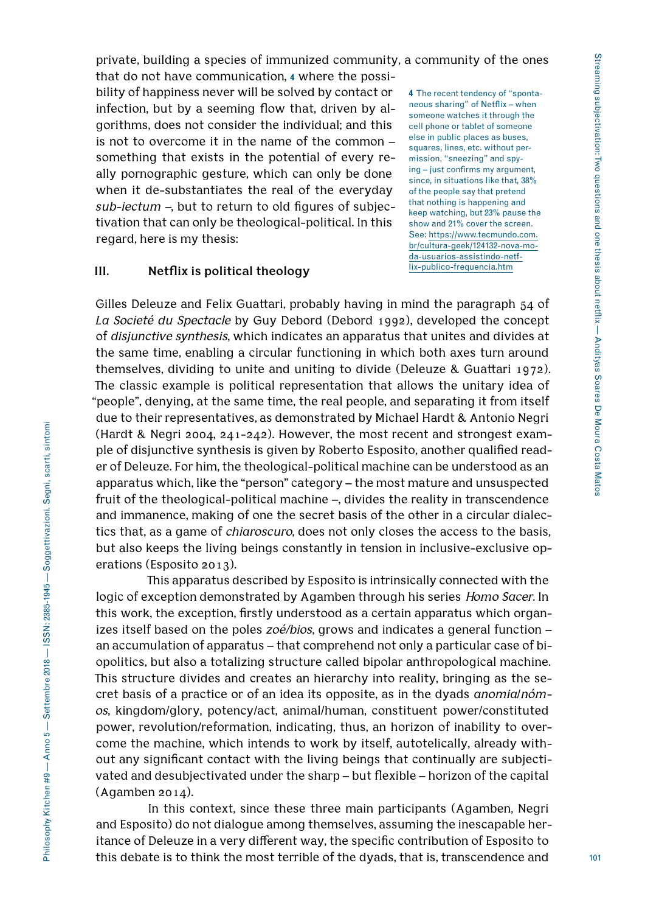private, building a species of immunized community, a community of the ones that do not have communication, 4 where the possibility of happiness never will be solved by contact or infection, but by a seeming flow that, driven by algorithms, does not consider the individual; and this is not to overcome it in the name of the common – something that exists in the potential of every really pornographic gesture, which can only be done when it de-substantiates the real of the everyday *sub-iectum* –, but to return to old figures of subjectivation that can only be theological-political. In this regard, here is my thesis:

4 The recent tendency of "spontaneous sharing" of Netflix – when someone watches it through the cell phone or tablet of someone else in public places as buses, squares, lines, etc. without permission, "sneezing" and spying – just confirms my argument, since, in situations like that, 38% of the people say that pretend that nothing is happening and keep watching, but 23% pause the show and 21% cover the screen. See: https://www.tecmundo.com.br/cultura-geek/124132-nova-moda-usuarios-assistindo-netflix-publico-frequencia.htm

## III. Netflix is political theology

Gilles Deleuze and Felix Guattari, probably having in mind the paragraph 54 of *La Societé du Spectacle* by Guy Debord (Debord 1992), developed the concept of *disjunctive synthesis*, which indicates an apparatus that unites and divides at the same time, enabling a circular functioning in which both axes turn around themselves, dividing to unite and uniting to divide (Deleuze & Guattari 1972). The classic example is political representation that allows the unitary idea of "people", denying, at the same time, the real people, and separating it from itself due to their representatives, as demonstrated by Michael Hardt & Antonio Negri (Hardt & Negri 2004, 241-242). However, the most recent and strongest example of disjunctive synthesis is given by Roberto Esposito, another qualified reader of Deleuze. For him, the theological-political machine can be understood as an apparatus which, like the "person" category – the most mature and unsuspected fruit of the theological-political machine –, divides the reality in transcendence and immanence, making of the one the secret basis of the other in a circular dialectics that, as a game of *chiaroscuro*, does not only closes the access to the basis, but also keeps the living beings constantly in tension in inclusive-exclusive operations (Esposito 2013).

This apparatus described by Esposito is intrinsically connected with the logic of exception demonstrated by Agamben through his series *Homo Sacer*. In this work, the exception, firstly understood as a certain apparatus which organizes itself based on the poles *zoé/bios*, grows and indicates a general function – an accumulation of apparatus – that comprehend not only a particular case of biopolitics, but also a totalizing structure called bipolar anthropological machine. This structure divides and creates an hierarchy into reality, bringing as the secret basis of a practice or of an idea its opposite, as in the dyads *anomia/nómos*, kingdom/glory, potency/act, animal/human, constituent power/constituted power, revolution/reformation, indicating, thus, an horizon of inability to overcome the machine, which intends to work by itself, autotelically, already without any significant contact with the living beings that continually are subjectivated and desubjectivated under the sharp – but flexible – horizon of the capital (Agamben 2014).

In this context, since these three main participants (Agamben, Negri and Esposito) do not dialogue among themselves, assuming the inescapable heritance of Deleuze in a very different way, the specific contribution of Esposito to this debate is to think the most terrible of the dyads, that is, transcendence and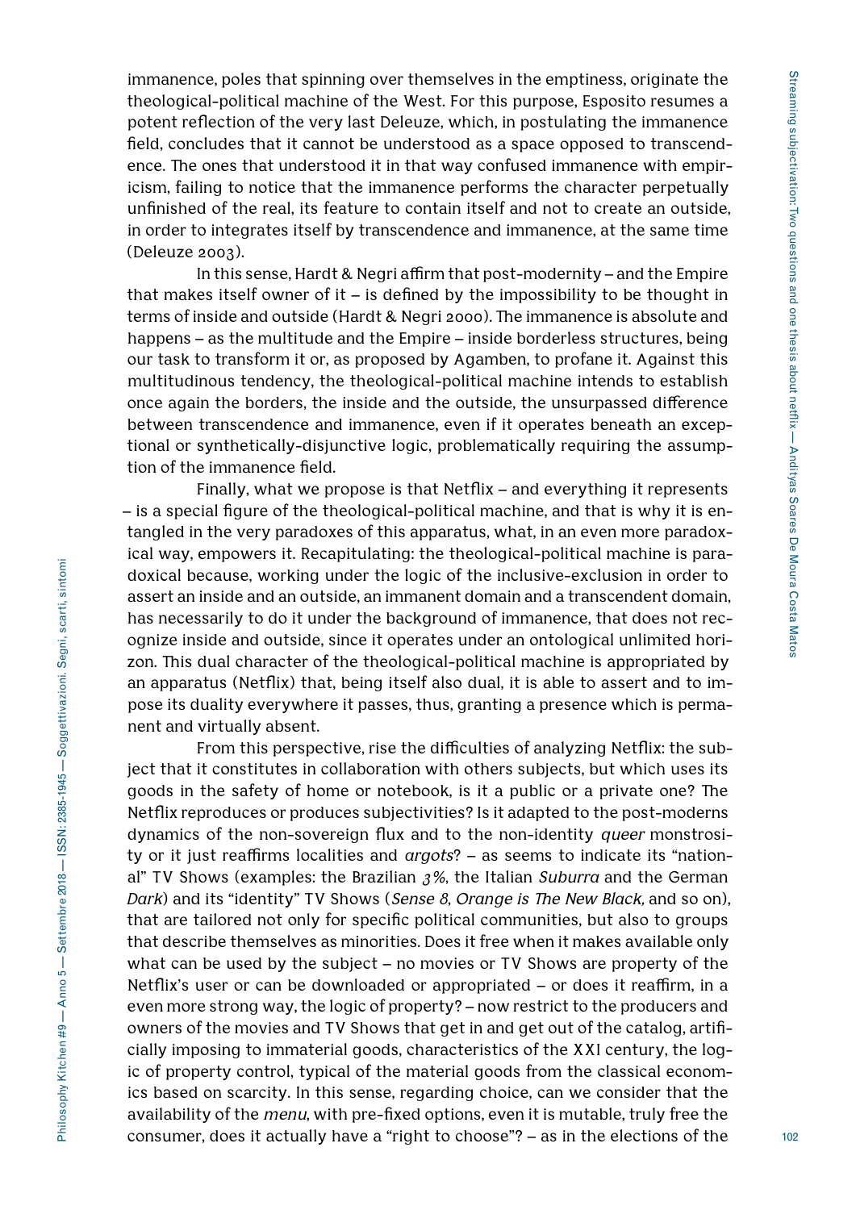immanence, poles that spinning over themselves in the emptiness, originate the theological-political machine of the West. For this purpose, Esposito resumes a potent reflection of the very last Deleuze, which, in postulating the immanence field, concludes that it cannot be understood as a space opposed to transcendence. The ones that understood it in that way confused immanence with empiricism, failing to notice that the immanence performs the character perpetually unfinished of the real, its feature to contain itself and not to create an outside, in order to integrates itself by transcendence and immanence, at the same time (Deleuze 2003).

In this sense, Hardt & Negri affirm that post-modernity – and the Empire that makes itself owner of it – is defined by the impossibility to be thought in terms of inside and outside (Hardt & Negri 2000). The immanence is absolute and happens – as the multitude and the Empire – inside borderless structures, being our task to transform it or, as proposed by Agamben, to profane it. Against this multitudinous tendency, the theological-political machine intends to establish once again the borders, the inside and the outside, the unsurpassed difference between transcendence and immanence, even if it operates beneath an exceptional or synthetically-disjunctive logic, problematically requiring the assumption of the immanence field.

Finally, what we propose is that Netflix – and everything it represents – is a special figure of the theological-political machine, and that is why it is entangled in the very paradoxes of this apparatus, what, in an even more paradoxical way, empowers it. Recapitulating: the theological-political machine is paradoxical because, working under the logic of the inclusive-exclusion in order to assert an inside and an outside, an immanent domain and a transcendent domain, has necessarily to do it under the background of immanence, that does not recognize inside and outside, since it operates under an ontological unlimited horizon. This dual character of the theological-political machine is appropriated by an apparatus (Netflix) that, being itself also dual, it is able to assert and to impose its duality everywhere it passes, thus, granting a presence which is permanent and virtually absent.

From this perspective, rise the difficulties of analyzing Netflix: the subject that it constitutes in collaboration with others subjects, but which uses its goods in the safety of home or notebook, is it a public or a private one? The Netflix reproduces or produces subjectivities? Is it adapted to the post-moderns dynamics of the non-sovereign flux and to the non-identity *queer* monstrosity or it just reaffirms localities and *argots*? – as seems to indicate its "national" TV Shows (examples: the Brazilian *3%*, the Italian *Suburra* and the German *Dark*) and its "identity" TV Shows (*Sense 8*, *Orange is The New Black,* and so on), that are tailored not only for specific political communities, but also to groups that describe themselves as minorities. Does it free when it makes available only what can be used by the subject – no movies or TV Shows are property of the Netflix's user or can be downloaded or appropriated – or does it reaffirm, in a even more strong way, the logic of property? – now restrict to the producers and owners of the movies and TV Shows that get in and get out of the catalog, artificially imposing to immaterial goods, characteristics of the XXI century, the logic of property control, typical of the material goods from the classical economics based on scarcity. In this sense, regarding choice, can we consider that the availability of the *menu*, with pre-fixed options, even it is mutable, truly free the consumer, does it actually have a "right to choose"? – as in the elections of the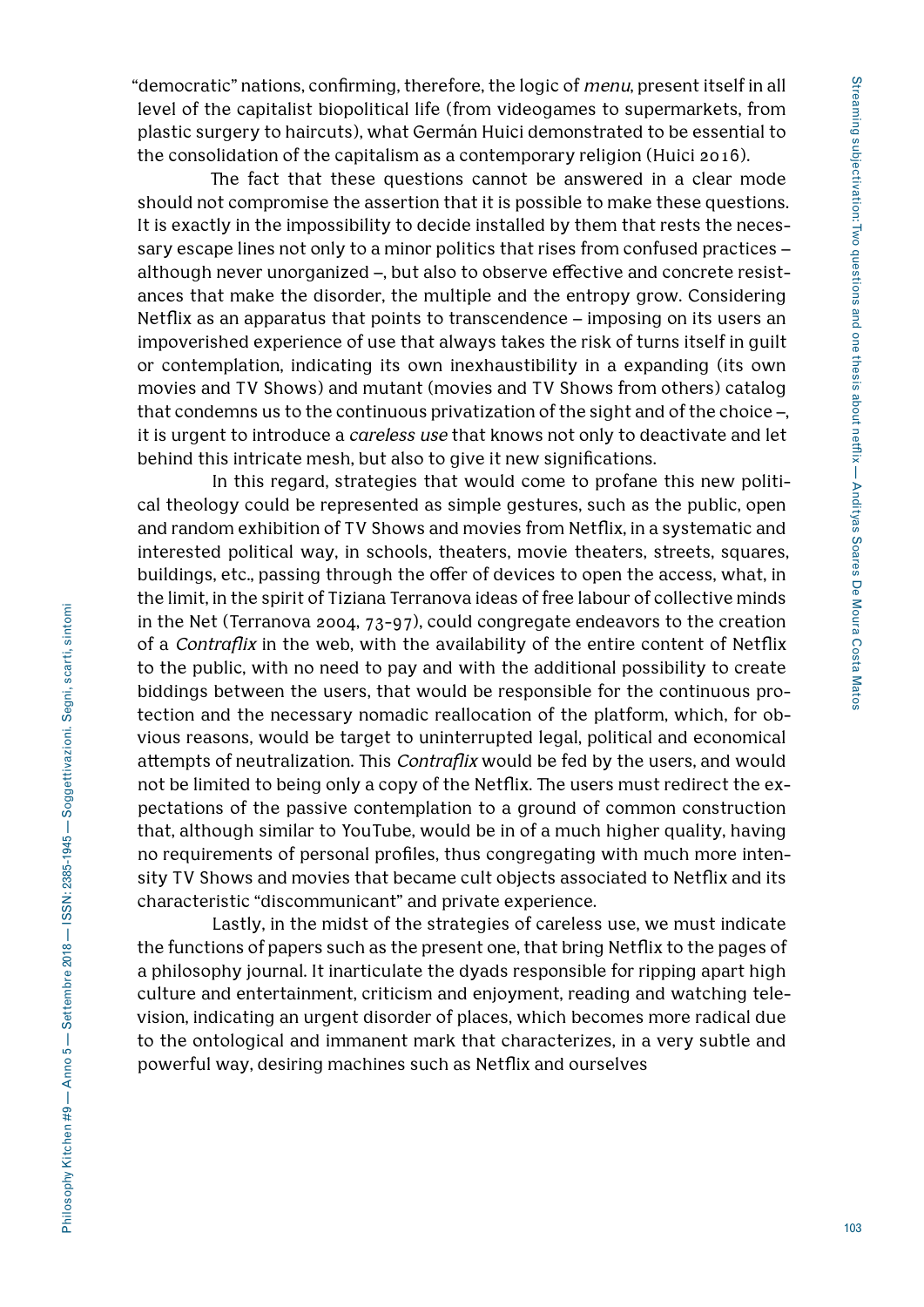"democratic" nations, confirming, therefore, the logic of *menu*, present itself in all level of the capitalist biopolitical life (from videogames to supermarkets, from plastic surgery to haircuts), what Germán Huici demonstrated to be essential to the consolidation of the capitalism as a contemporary religion (Huici 2016).

The fact that these questions cannot be answered in a clear mode should not compromise the assertion that it is possible to make these questions. It is exactly in the impossibility to decide installed by them that rests the necessary escape lines not only to a minor politics that rises from confused practices – although never unorganized –, but also to observe effective and concrete resistances that make the disorder, the multiple and the entropy grow. Considering Netflix as an apparatus that points to transcendence – imposing on its users an impoverished experience of use that always takes the risk of turns itself in guilt or contemplation, indicating its own inexhaustibility in a expanding (its own movies and TV Shows) and mutant (movies and TV Shows from others) catalog that condemns us to the continuous privatization of the sight and of the choice –, it is urgent to introduce a *careless use* that knows not only to deactivate and let behind this intricate mesh, but also to give it new significations.

In this regard, strategies that would come to profane this new political theology could be represented as simple gestures, such as the public, open and random exhibition of TV Shows and movies from Netflix, in a systematic and interested political way, in schools, theaters, movie theaters, streets, squares, buildings, etc., passing through the offer of devices to open the access, what, in the limit, in the spirit of Tiziana Terranova ideas of free labour of collective minds in the Net (Terranova 2004, 73-97), could congregate endeavors to the creation of a *Contraflix* in the web, with the availability of the entire content of Netflix to the public, with no need to pay and with the additional possibility to create biddings between the users, that would be responsible for the continuous protection and the necessary nomadic reallocation of the platform, which, for obvious reasons, would be target to uninterrupted legal, political and economical attempts of neutralization. This *Contraflix* would be fed by the users, and would not be limited to being only a copy of the Netflix. The users must redirect the expectations of the passive contemplation to a ground of common construction that, although similar to YouTube, would be in of a much higher quality, having no requirements of personal profiles, thus congregating with much more intensity TV Shows and movies that became cult objects associated to Netflix and its characteristic "discommunicant" and private experience.

Lastly, in the midst of the strategies of careless use, we must indicate the functions of papers such as the present one, that bring Netflix to the pages of a philosophy journal. It inarticulate the dyads responsible for ripping apart high culture and entertainment, criticism and enjoyment, reading and watching television, indicating an urgent disorder of places, which becomes more radical due to the ontological and immanent mark that characterizes, in a very subtle and powerful way, desiring machines such as Netflix and ourselves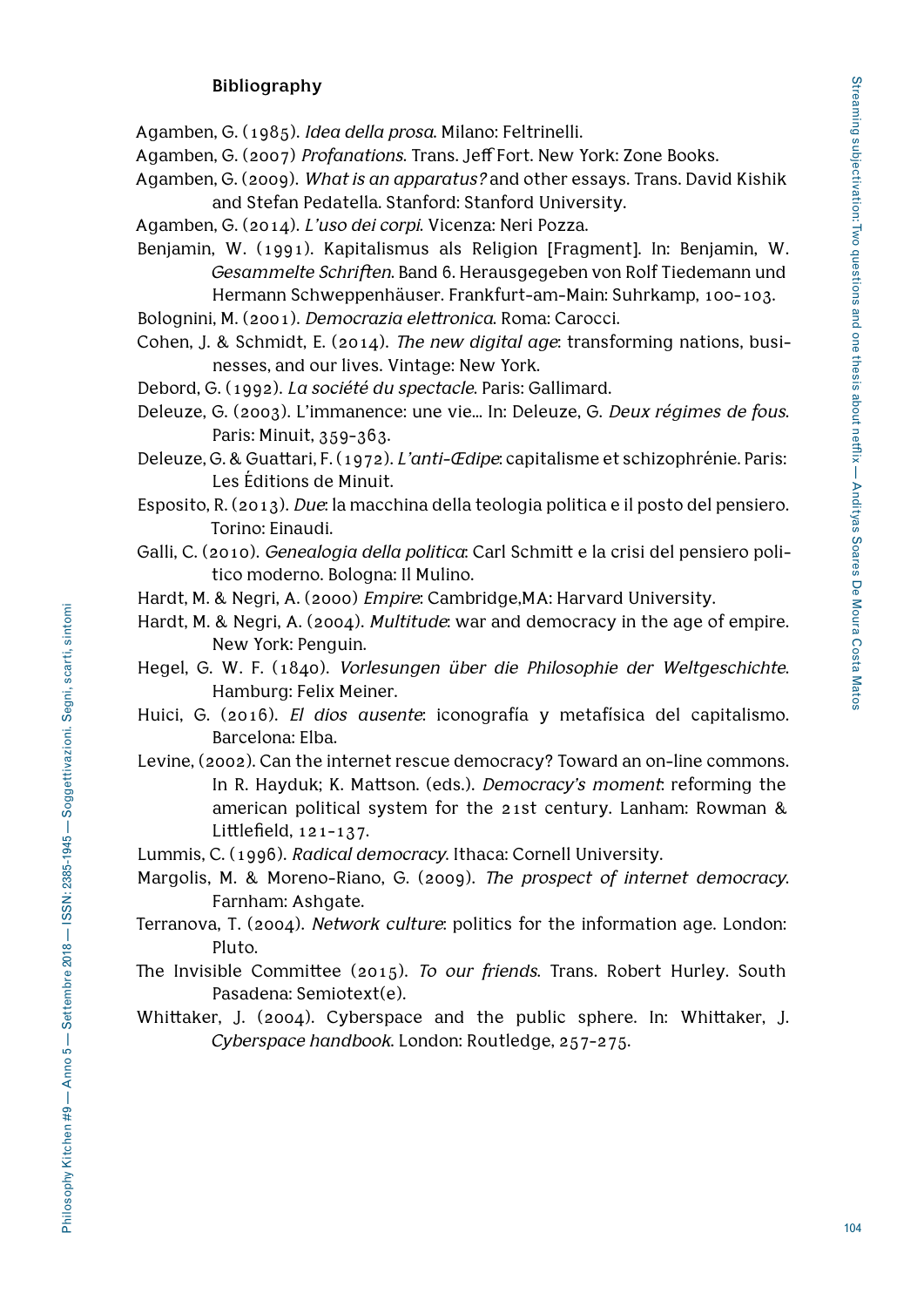### Bibliography

Agamben, G. (1985). *Idea della prosa*. Milano: Feltrinelli.

Agamben, G. (2007) *Profanations*. Trans. Jeff Fort. New York: Zone Books.

Agamben, G. (2009). *What is an apparatus?* and other essays. Trans. David Kishik and Stefan Pedatella. Stanford: Stanford University.

Agamben, G. (2014). *L'uso dei corpi*. Vicenza: Neri Pozza.

Benjamin, W. (1991). Kapitalismus als Religion [Fragment]. In: Benjamin, W. *Gesammelte Schriften*. Band 6. Herausgegeben von Rolf Tiedemann und Hermann Schweppenhäuser. Frankfurt-am-Main: Suhrkamp, 100-103.

Bolognini, M. (2001). *Democrazia elettronica*. Roma: Carocci.

Cohen, J. & Schmidt, E. (2014). *The new digital age*: transforming nations, businesses, and our lives. Vintage: New York.

Debord, G. (1992). *La société du spectacle*. Paris: Gallimard.

Deleuze, G. (2003). L'immanence: une vie... In: Deleuze, G. *Deux régimes de fous*. Paris: Minuit, 359-363.

Deleuze, G. & Guattari, F. (1972). *L'anti-Œdipe*: capitalisme et schizophrénie. Paris: Les Éditions de Minuit.

Esposito, R. (2013). *Due*: la macchina della teologia politica e il posto del pensiero. Torino: Einaudi.

Galli, C. (2010). *Genealogia della politica*: Carl Schmitt e la crisi del pensiero politico moderno. Bologna: Il Mulino.

Hardt, M. & Negri, A. (2000) *Empire*: Cambridge,MA: Harvard University.

Hardt, M. & Negri, A. (2004). *Multitude*: war and democracy in the age of empire. New York: Penguin.

Hegel, G. W. F. (1840). *Vorlesungen über die Philosophie der Weltgeschichte*. Hamburg: Felix Meiner.

Huici, G. (2016). *El dios ausente*: iconografía y metafísica del capitalismo. Barcelona: Elba.

Levine, (2002). Can the internet rescue democracy? Toward an on-line commons. In R. Hayduk; K. Mattson. (eds.). *Democracy's moment*: reforming the american political system for the 21st century. Lanham: Rowman & Littlefield, 121-137.

Lummis, C. (1996). *Radical democracy*. Ithaca: Cornell University.

Margolis, M. & Moreno-Riano, G. (2009). *The prospect of internet democracy*. Farnham: Ashgate.

Terranova, T. (2004). *Network culture*: politics for the information age. London: Pluto.

The Invisible Committee (2015). *To our friends*. Trans. Robert Hurley. South Pasadena: Semiotext(e).

Whittaker, J. (2004). Cyberspace and the public sphere. In: Whittaker, J. *Cyberspace handbook*. London: Routledge, 257-275.